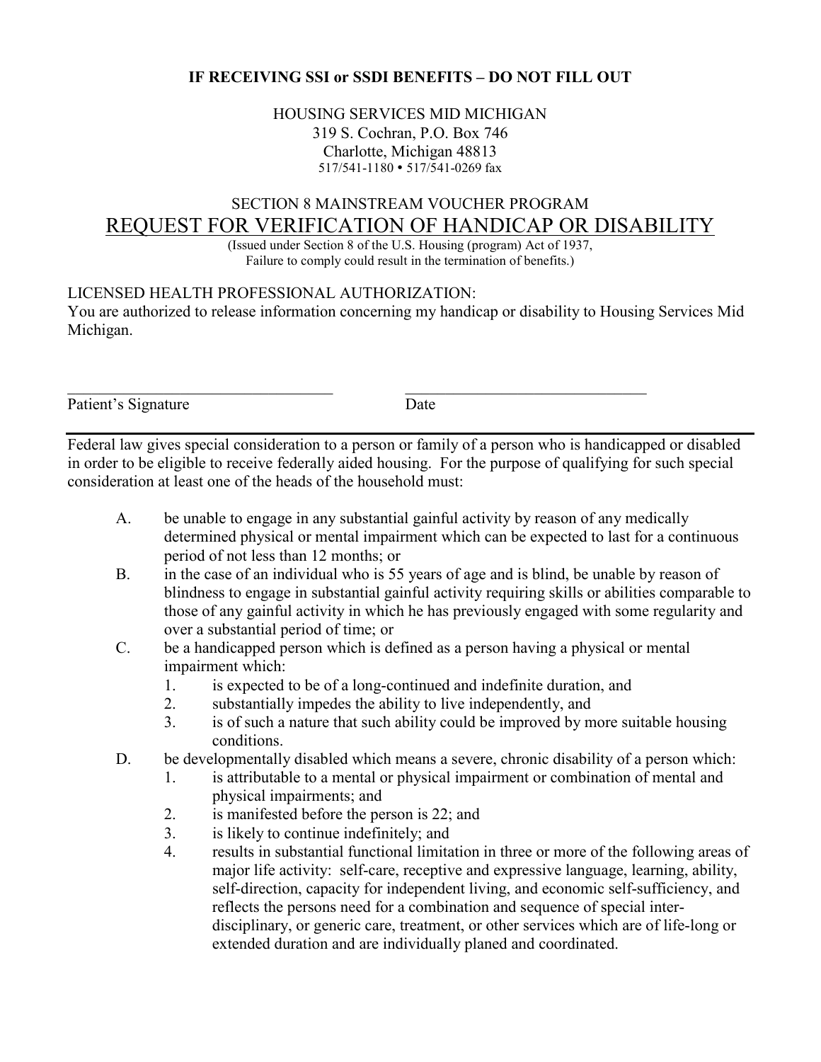**IF RECEIVING SSI or SSDI BENEFITS – DO NOT FILL OUT**

HOUSING SERVICES MID MICHIGAN
319 S. Cochran, P.O. Box 746
Charlotte, Michigan 48813
517/541-1180 • 517/541-0269 fax

SECTION 8 MAINSTREAM VOUCHER PROGRAM

# REQUEST FOR VERIFICATION OF HANDICAP OR DISABILITY

(Issued under Section 8 of the U.S. Housing (program) Act of 1937,
Failure to comply could result in the termination of benefits.)

LICENSED HEALTH PROFESSIONAL AUTHORIZATION:
You are authorized to release information concerning my handicap or disability to Housing Services Mid Michigan.

\_\_\_\_\_\_\_\_\_\_\_\_\_\_\_\_\_\_\_\_\_\_\_\_\_\_\_\_\_\_\_\_ \_\_\_\_\_\_\_\_\_\_\_\_\_\_\_\_\_\_\_\_\_\_\_\_\_\_\_\_\_\_
Patient's Signature Date

---

Federal law gives special consideration to a person or family of a person who is handicapped or disabled in order to be eligible to receive federally aided housing. For the purpose of qualifying for such special consideration at least one of the heads of the household must:

A. be unable to engage in any substantial gainful activity by reason of any medically determined physical or mental impairment which can be expected to last for a continuous period of not less than 12 months; or

B. in the case of an individual who is 55 years of age and is blind, be unable by reason of blindness to engage in substantial gainful activity requiring skills or abilities comparable to those of any gainful activity in which he has previously engaged with some regularity and over a substantial period of time; or

C. be a handicapped person which is defined as a person having a physical or mental impairment which:
   1. is expected to be of a long-continued and indefinite duration, and
   2. substantially impedes the ability to live independently, and
   3. is of such a nature that such ability could be improved by more suitable housing conditions.

D. be developmentally disabled which means a severe, chronic disability of a person which:
   1. is attributable to a mental or physical impairment or combination of mental and physical impairments; and
   2. is manifested before the person is 22; and
   3. is likely to continue indefinitely; and
   4. results in substantial functional limitation in three or more of the following areas of major life activity: self-care, receptive and expressive language, learning, ability, self-direction, capacity for independent living, and economic self-sufficiency, and reflects the persons need for a combination and sequence of special inter-disciplinary, or generic care, treatment, or other services which are of life-long or extended duration and are individually planed and coordinated.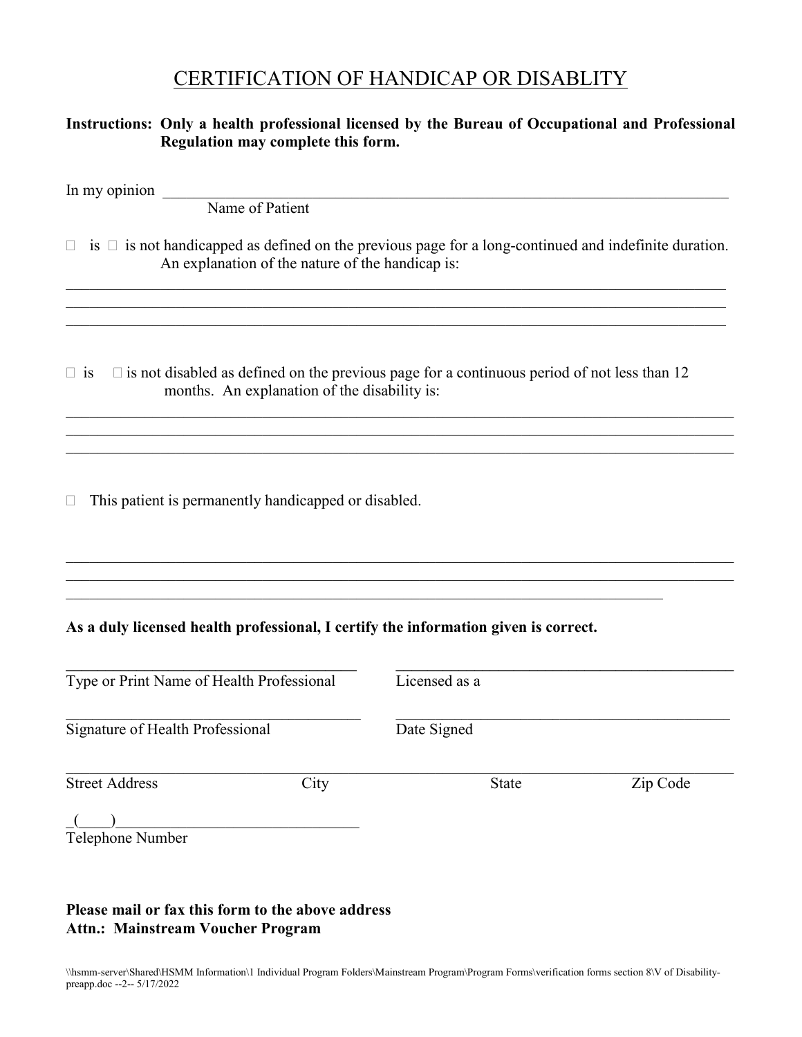# CERTIFICATION OF HANDICAP OR DISABLITY

**Instructions: Only a health professional licensed by the Bureau of Occupational and Professional Regulation may complete this form.**

In my opinion ______________________________________________________________________________
Name of Patient

☐ is ☐ is not handicapped as defined on the previous page for a long-continued and indefinite duration. An explanation of the nature of the handicap is:

_____________________________________________________________________________________________
_____________________________________________________________________________________________
_____________________________________________________________________________________________

☐ is ☐ is not disabled as defined on the previous page for a continuous period of not less than 12 months. An explanation of the disability is:

_____________________________________________________________________________________________
_____________________________________________________________________________________________
_____________________________________________________________________________________________

☐ This patient is permanently handicapped or disabled.

_____________________________________________________________________________________________
_____________________________________________________________________________________________
_____________________________________________________________________________________

**As a duly licensed health professional, I certify the information given is correct.**

______________________________________ ______________________________________________
Type or Print Name of Health Professional Licensed as a

______________________________________ ______________________________________________
Signature of Health Professional Date Signed

_____________________________________________________________________________________________
Street Address City State Zip Code

_(____)_______________________________
Telephone Number

**Please mail or fax this form to the above address**
**Attn.: Mainstream Voucher Program**

\\hsmm-server\Shared\HSMM Information\1 Individual Program Folders\Mainstream Program\Program Forms\verification forms section 8\V of Disability-preapp.doc --2-- 5/17/2022